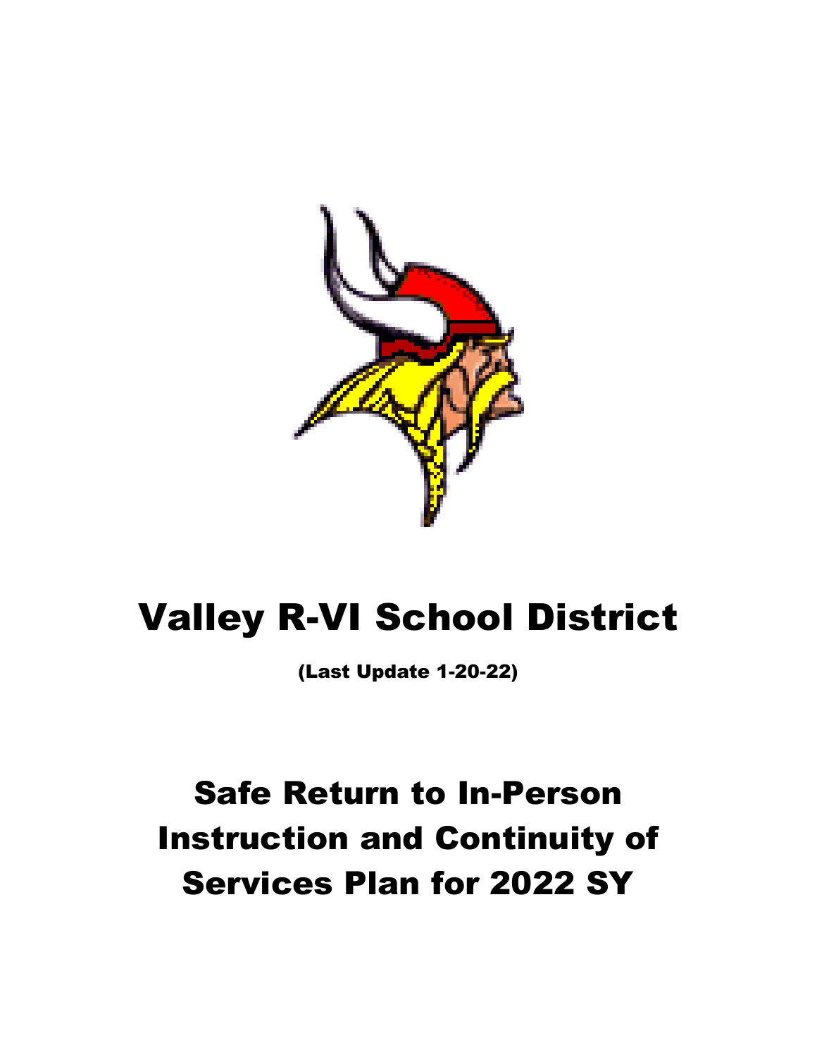# Valley R-VI School District

**(Last Update 1-20-22)**

# Safe Return to In-Person Instruction and Continuity of Services Plan for 2022 SY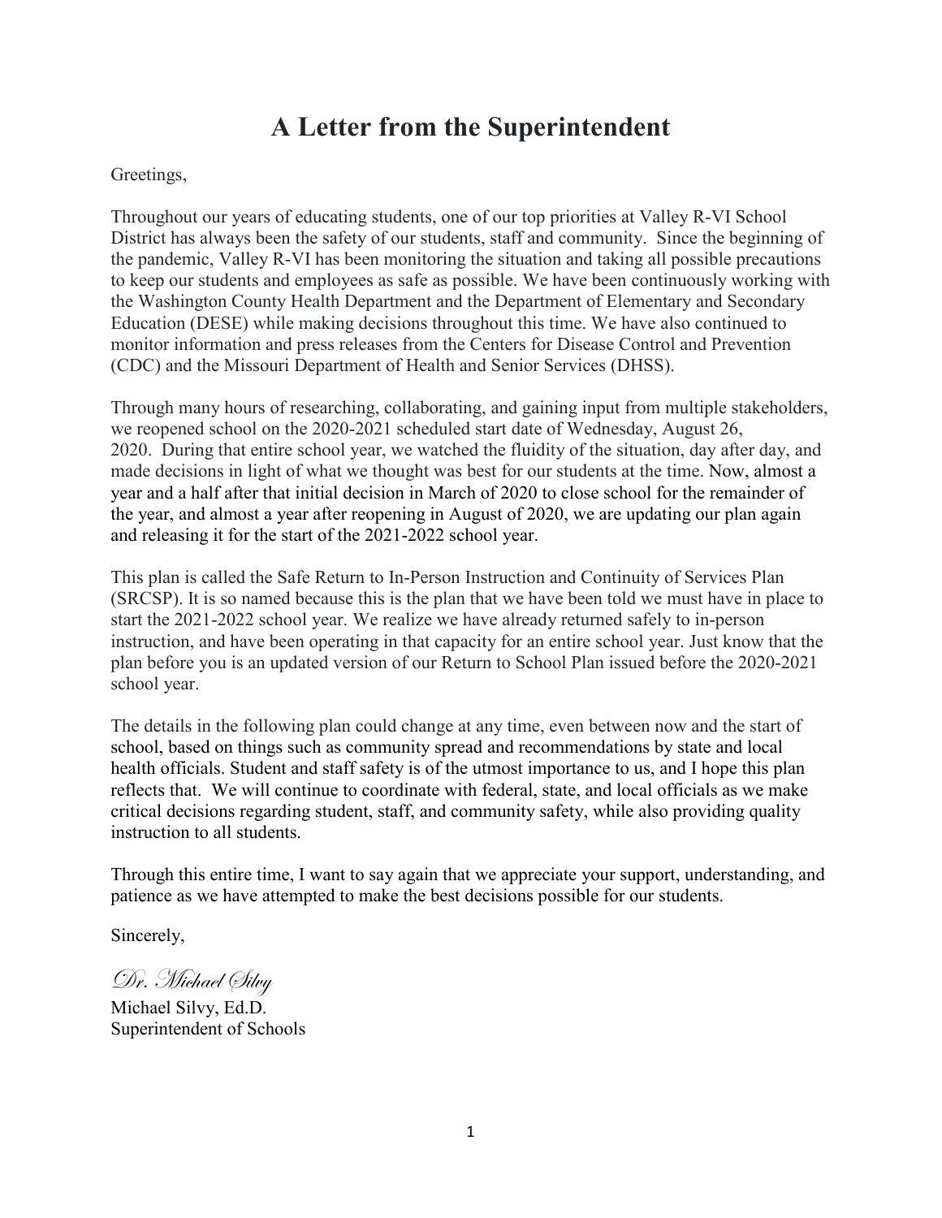# A Letter from the Superintendent

Greetings,

Throughout our years of educating students, one of our top priorities at Valley R-VI School District has always been the safety of our students, staff and community. Since the beginning of the pandemic, Valley R-VI has been monitoring the situation and taking all possible precautions to keep our students and employees as safe as possible. We have been continuously working with the Washington County Health Department and the Department of Elementary and Secondary Education (DESE) while making decisions throughout this time. We have also continued to monitor information and press releases from the Centers for Disease Control and Prevention (CDC) and the Missouri Department of Health and Senior Services (DHSS).

Through many hours of researching, collaborating, and gaining input from multiple stakeholders, we reopened school on the 2020-2021 scheduled start date of Wednesday, August 26, 2020. During that entire school year, we watched the fluidity of the situation, day after day, and made decisions in light of what we thought was best for our students at the time. Now, almost a year and a half after that initial decision in March of 2020 to close school for the remainder of the year, and almost a year after reopening in August of 2020, we are updating our plan again and releasing it for the start of the 2021-2022 school year.

This plan is called the Safe Return to In-Person Instruction and Continuity of Services Plan (SRCSP). It is so named because this is the plan that we have been told we must have in place to start the 2021-2022 school year. We realize we have already returned safely to in-person instruction, and have been operating in that capacity for an entire school year. Just know that the plan before you is an updated version of our Return to School Plan issued before the 2020-2021 school year.

The details in the following plan could change at any time, even between now and the start of school, based on things such as community spread and recommendations by state and local health officials. Student and staff safety is of the utmost importance to us, and I hope this plan reflects that. We will continue to coordinate with federal, state, and local officials as we make critical decisions regarding student, staff, and community safety, while also providing quality instruction to all students.

Through this entire time, I want to say again that we appreciate your support, understanding, and patience as we have attempted to make the best decisions possible for our students.

Sincerely,

*Dr. Michael Silvy*

Michael Silvy, Ed.D.
Superintendent of Schools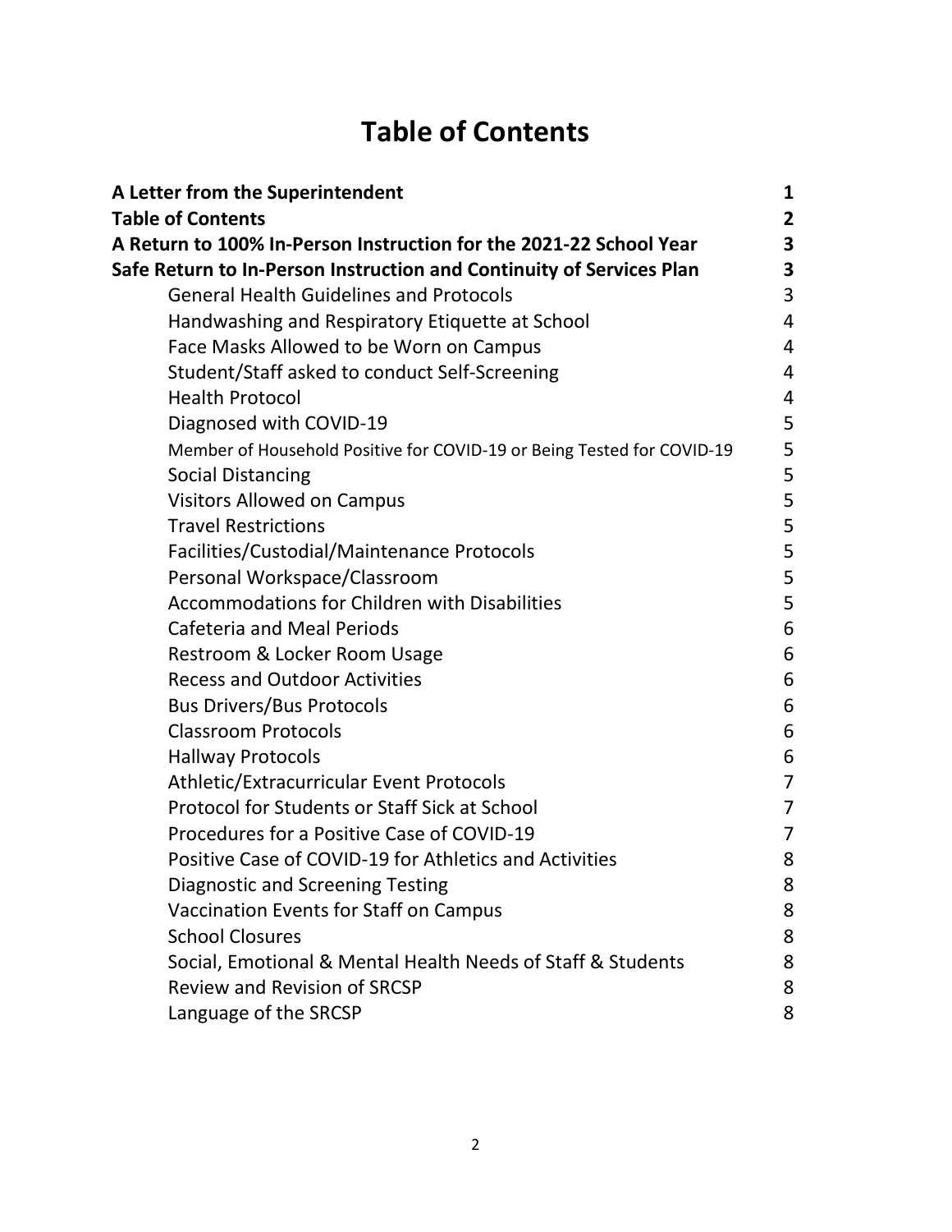# Table of Contents

| | |
|---|---|
| **A Letter from the Superintendent** | **1** |
| **Table of Contents** | **2** |
| **A Return to 100% In-Person Instruction for the 2021-22 School Year** | **3** |
| **Safe Return to In-Person Instruction and Continuity of Services Plan** | **3** |
| General Health Guidelines and Protocols | 3 |
| Handwashing and Respiratory Etiquette at School | 4 |
| Face Masks Allowed to be Worn on Campus | 4 |
| Student/Staff asked to conduct Self-Screening | 4 |
| Health Protocol | 4 |
| Diagnosed with COVID-19 | 5 |
| Member of Household Positive for COVID-19 or Being Tested for COVID-19 | 5 |
| Social Distancing | 5 |
| Visitors Allowed on Campus | 5 |
| Travel Restrictions | 5 |
| Facilities/Custodial/Maintenance Protocols | 5 |
| Personal Workspace/Classroom | 5 |
| Accommodations for Children with Disabilities | 5 |
| Cafeteria and Meal Periods | 6 |
| Restroom & Locker Room Usage | 6 |
| Recess and Outdoor Activities | 6 |
| Bus Drivers/Bus Protocols | 6 |
| Classroom Protocols | 6 |
| Hallway Protocols | 6 |
| Athletic/Extracurricular Event Protocols | 7 |
| Protocol for Students or Staff Sick at School | 7 |
| Procedures for a Positive Case of COVID-19 | 7 |
| Positive Case of COVID-19 for Athletics and Activities | 8 |
| Diagnostic and Screening Testing | 8 |
| Vaccination Events for Staff on Campus | 8 |
| School Closures | 8 |
| Social, Emotional & Mental Health Needs of Staff & Students | 8 |
| Review and Revision of SRCSP | 8 |
| Language of the SRCSP | 8 |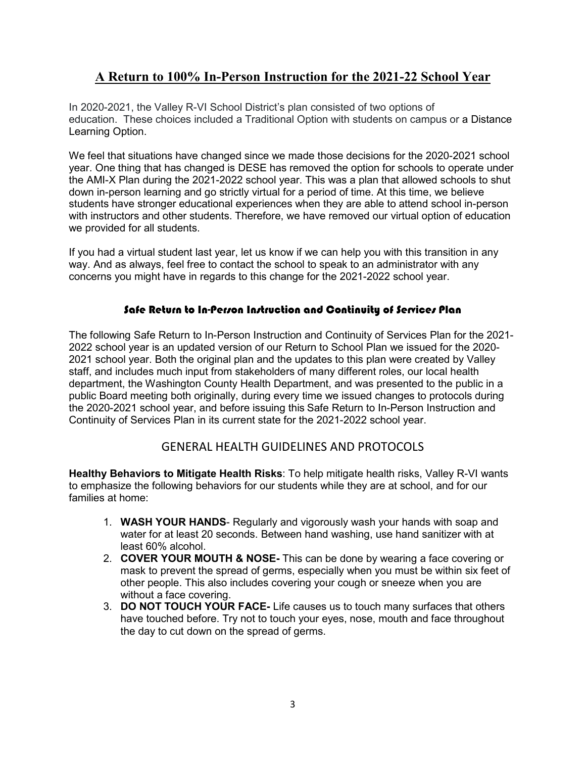# A Return to 100% In-Person Instruction for the 2021-22 School Year

In 2020-2021, the Valley R-VI School District's plan consisted of two options of education. These choices included a Traditional Option with students on campus or a Distance Learning Option.

We feel that situations have changed since we made those decisions for the 2020-2021 school year. One thing that has changed is DESE has removed the option for schools to operate under the AMI-X Plan during the 2021-2022 school year. This was a plan that allowed schools to shut down in-person learning and go strictly virtual for a period of time. At this time, we believe students have stronger educational experiences when they are able to attend school in-person with instructors and other students. Therefore, we have removed our virtual option of education we provided for all students.

If you had a virtual student last year, let us know if we can help you with this transition in any way. And as always, feel free to contact the school to speak to an administrator with any concerns you might have in regards to this change for the 2021-2022 school year.

## Safe Return to In-Person Instruction and Continuity of Services Plan

The following Safe Return to In-Person Instruction and Continuity of Services Plan for the 2021-2022 school year is an updated version of our Return to School Plan we issued for the 2020-2021 school year. Both the original plan and the updates to this plan were created by Valley staff, and includes much input from stakeholders of many different roles, our local health department, the Washington County Health Department, and was presented to the public in a public Board meeting both originally, during every time we issued changes to protocols during the 2020-2021 school year, and before issuing this Safe Return to In-Person Instruction and Continuity of Services Plan in its current state for the 2021-2022 school year.

## GENERAL HEALTH GUIDELINES AND PROTOCOLS

**Healthy Behaviors to Mitigate Health Risks**: To help mitigate health risks, Valley R-VI wants to emphasize the following behaviors for our students while they are at school, and for our families at home:

1. **WASH YOUR HANDS**- Regularly and vigorously wash your hands with soap and water for at least 20 seconds. Between hand washing, use hand sanitizer with at least 60% alcohol.
2. **COVER YOUR MOUTH & NOSE-** This can be done by wearing a face covering or mask to prevent the spread of germs, especially when you must be within six feet of other people. This also includes covering your cough or sneeze when you are without a face covering.
3. **DO NOT TOUCH YOUR FACE-** Life causes us to touch many surfaces that others have touched before. Try not to touch your eyes, nose, mouth and face throughout the day to cut down on the spread of germs.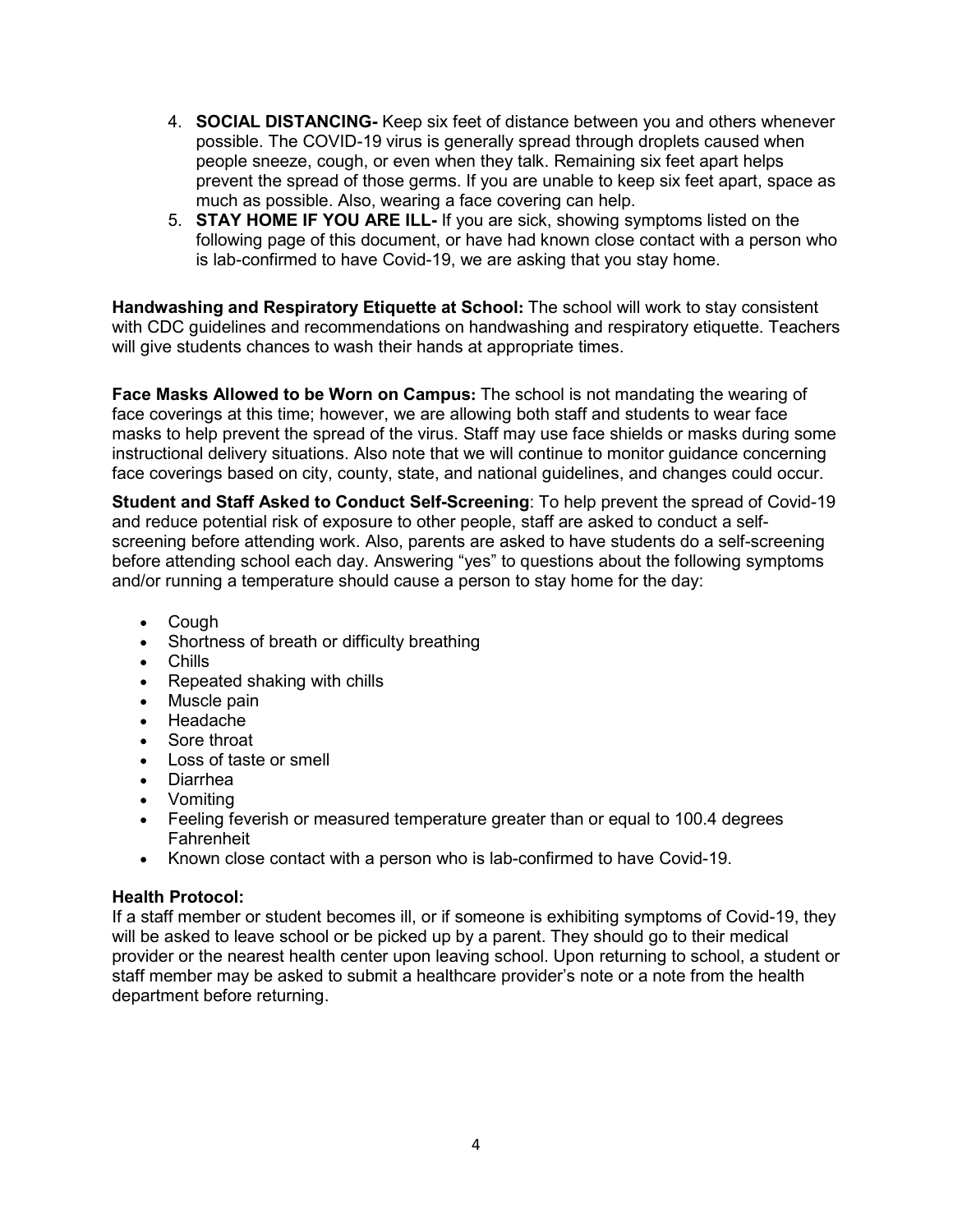4. **SOCIAL DISTANCING-** Keep six feet of distance between you and others whenever possible. The COVID-19 virus is generally spread through droplets caused when people sneeze, cough, or even when they talk. Remaining six feet apart helps prevent the spread of those germs. If you are unable to keep six feet apart, space as much as possible. Also, wearing a face covering can help.
5. **STAY HOME IF YOU ARE ILL-** If you are sick, showing symptoms listed on the following page of this document, or have had known close contact with a person who is lab-confirmed to have Covid-19, we are asking that you stay home.

**Handwashing and Respiratory Etiquette at School:** The school will work to stay consistent with CDC guidelines and recommendations on handwashing and respiratory etiquette. Teachers will give students chances to wash their hands at appropriate times.

**Face Masks Allowed to be Worn on Campus:** The school is not mandating the wearing of face coverings at this time; however, we are allowing both staff and students to wear face masks to help prevent the spread of the virus. Staff may use face shields or masks during some instructional delivery situations. Also note that we will continue to monitor guidance concerning face coverings based on city, county, state, and national guidelines, and changes could occur.

**Student and Staff Asked to Conduct Self-Screening**: To help prevent the spread of Covid-19 and reduce potential risk of exposure to other people, staff are asked to conduct a self-screening before attending work. Also, parents are asked to have students do a self-screening before attending school each day. Answering "yes" to questions about the following symptoms and/or running a temperature should cause a person to stay home for the day:

- Cough
- Shortness of breath or difficulty breathing
- Chills
- Repeated shaking with chills
- Muscle pain
- Headache
- Sore throat
- Loss of taste or smell
- Diarrhea
- Vomiting
- Feeling feverish or measured temperature greater than or equal to 100.4 degrees Fahrenheit
- Known close contact with a person who is lab-confirmed to have Covid-19.

**Health Protocol:**

If a staff member or student becomes ill, or if someone is exhibiting symptoms of Covid-19, they will be asked to leave school or be picked up by a parent. They should go to their medical provider or the nearest health center upon leaving school. Upon returning to school, a student or staff member may be asked to submit a healthcare provider's note or a note from the health department before returning.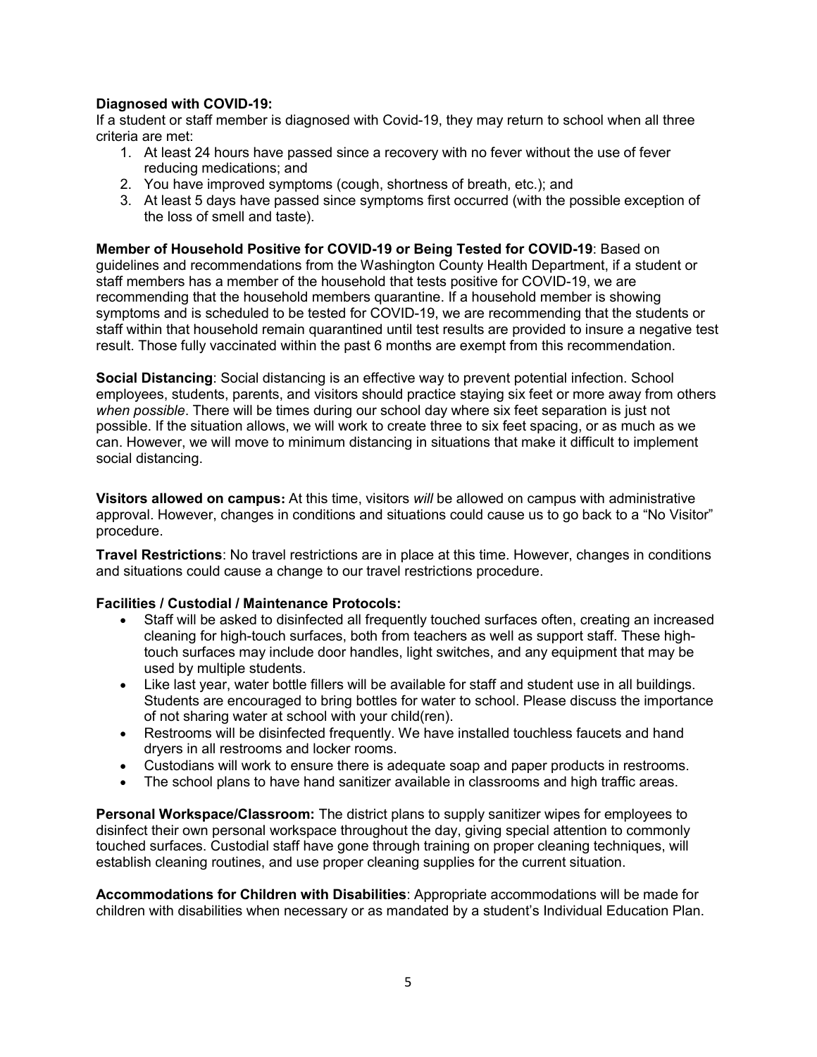**Diagnosed with COVID-19:**
If a student or staff member is diagnosed with Covid-19, they may return to school when all three criteria are met:

1. At least 24 hours have passed since a recovery with no fever without the use of fever reducing medications; and
2. You have improved symptoms (cough, shortness of breath, etc.); and
3. At least 5 days have passed since symptoms first occurred (with the possible exception of the loss of smell and taste).

**Member of Household Positive for COVID-19 or Being Tested for COVID-19**: Based on guidelines and recommendations from the Washington County Health Department, if a student or staff members has a member of the household that tests positive for COVID-19, we are recommending that the household members quarantine. If a household member is showing symptoms and is scheduled to be tested for COVID-19, we are recommending that the students or staff within that household remain quarantined until test results are provided to insure a negative test result. Those fully vaccinated within the past 6 months are exempt from this recommendation.

**Social Distancing**: Social distancing is an effective way to prevent potential infection. School employees, students, parents, and visitors should practice staying six feet or more away from others *when possible*. There will be times during our school day where six feet separation is just not possible. If the situation allows, we will work to create three to six feet spacing, or as much as we can. However, we will move to minimum distancing in situations that make it difficult to implement social distancing.

**Visitors allowed on campus:** At this time, visitors *will* be allowed on campus with administrative approval. However, changes in conditions and situations could cause us to go back to a "No Visitor" procedure.

**Travel Restrictions**: No travel restrictions are in place at this time. However, changes in conditions and situations could cause a change to our travel restrictions procedure.

**Facilities / Custodial / Maintenance Protocols:**

- Staff will be asked to disinfected all frequently touched surfaces often, creating an increased cleaning for high-touch surfaces, both from teachers as well as support staff. These high-touch surfaces may include door handles, light switches, and any equipment that may be used by multiple students.
- Like last year, water bottle fillers will be available for staff and student use in all buildings. Students are encouraged to bring bottles for water to school. Please discuss the importance of not sharing water at school with your child(ren).
- Restrooms will be disinfected frequently. We have installed touchless faucets and hand dryers in all restrooms and locker rooms.
- Custodians will work to ensure there is adequate soap and paper products in restrooms.
- The school plans to have hand sanitizer available in classrooms and high traffic areas.

**Personal Workspace/Classroom:** The district plans to supply sanitizer wipes for employees to disinfect their own personal workspace throughout the day, giving special attention to commonly touched surfaces. Custodial staff have gone through training on proper cleaning techniques, will establish cleaning routines, and use proper cleaning supplies for the current situation.

**Accommodations for Children with Disabilities**: Appropriate accommodations will be made for children with disabilities when necessary or as mandated by a student's Individual Education Plan.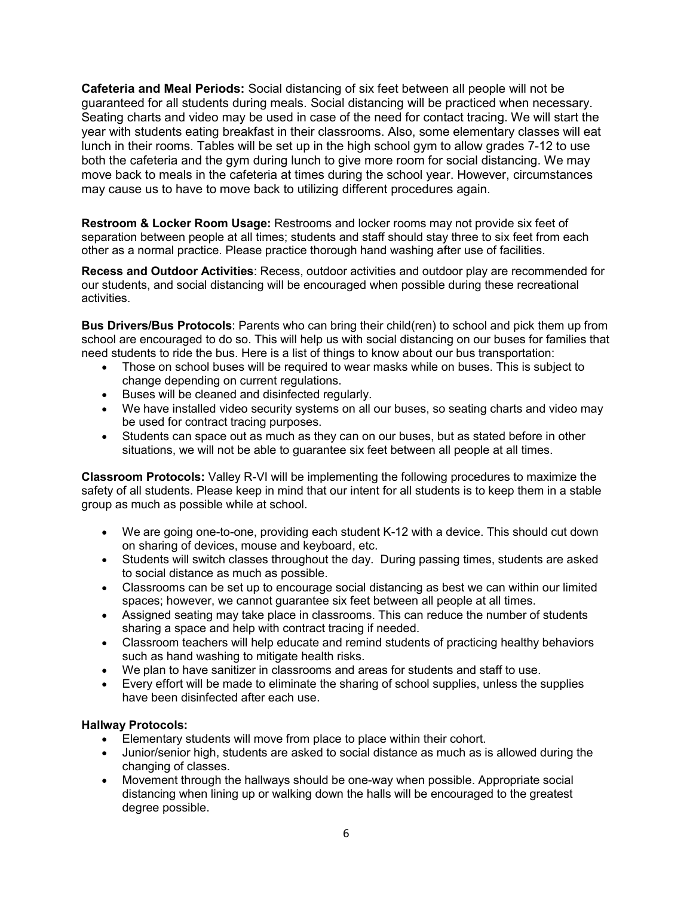**Cafeteria and Meal Periods:** Social distancing of six feet between all people will not be guaranteed for all students during meals. Social distancing will be practiced when necessary. Seating charts and video may be used in case of the need for contact tracing. We will start the year with students eating breakfast in their classrooms. Also, some elementary classes will eat lunch in their rooms. Tables will be set up in the high school gym to allow grades 7-12 to use both the cafeteria and the gym during lunch to give more room for social distancing. We may move back to meals in the cafeteria at times during the school year. However, circumstances may cause us to have to move back to utilizing different procedures again.

**Restroom & Locker Room Usage:** Restrooms and locker rooms may not provide six feet of separation between people at all times; students and staff should stay three to six feet from each other as a normal practice. Please practice thorough hand washing after use of facilities.

**Recess and Outdoor Activities**: Recess, outdoor activities and outdoor play are recommended for our students, and social distancing will be encouraged when possible during these recreational activities.

**Bus Drivers/Bus Protocols**: Parents who can bring their child(ren) to school and pick them up from school are encouraged to do so. This will help us with social distancing on our buses for families that need students to ride the bus. Here is a list of things to know about our bus transportation:

- Those on school buses will be required to wear masks while on buses. This is subject to change depending on current regulations.
- Buses will be cleaned and disinfected regularly.
- We have installed video security systems on all our buses, so seating charts and video may be used for contract tracing purposes.
- Students can space out as much as they can on our buses, but as stated before in other situations, we will not be able to guarantee six feet between all people at all times.

**Classroom Protocols:** Valley R-VI will be implementing the following procedures to maximize the safety of all students. Please keep in mind that our intent for all students is to keep them in a stable group as much as possible while at school.

- We are going one-to-one, providing each student K-12 with a device. This should cut down on sharing of devices, mouse and keyboard, etc.
- Students will switch classes throughout the day. During passing times, students are asked to social distance as much as possible.
- Classrooms can be set up to encourage social distancing as best we can within our limited spaces; however, we cannot guarantee six feet between all people at all times.
- Assigned seating may take place in classrooms. This can reduce the number of students sharing a space and help with contract tracing if needed.
- Classroom teachers will help educate and remind students of practicing healthy behaviors such as hand washing to mitigate health risks.
- We plan to have sanitizer in classrooms and areas for students and staff to use.
- Every effort will be made to eliminate the sharing of school supplies, unless the supplies have been disinfected after each use.

**Hallway Protocols:**

- Elementary students will move from place to place within their cohort.
- Junior/senior high, students are asked to social distance as much as is allowed during the changing of classes.
- Movement through the hallways should be one-way when possible. Appropriate social distancing when lining up or walking down the halls will be encouraged to the greatest degree possible.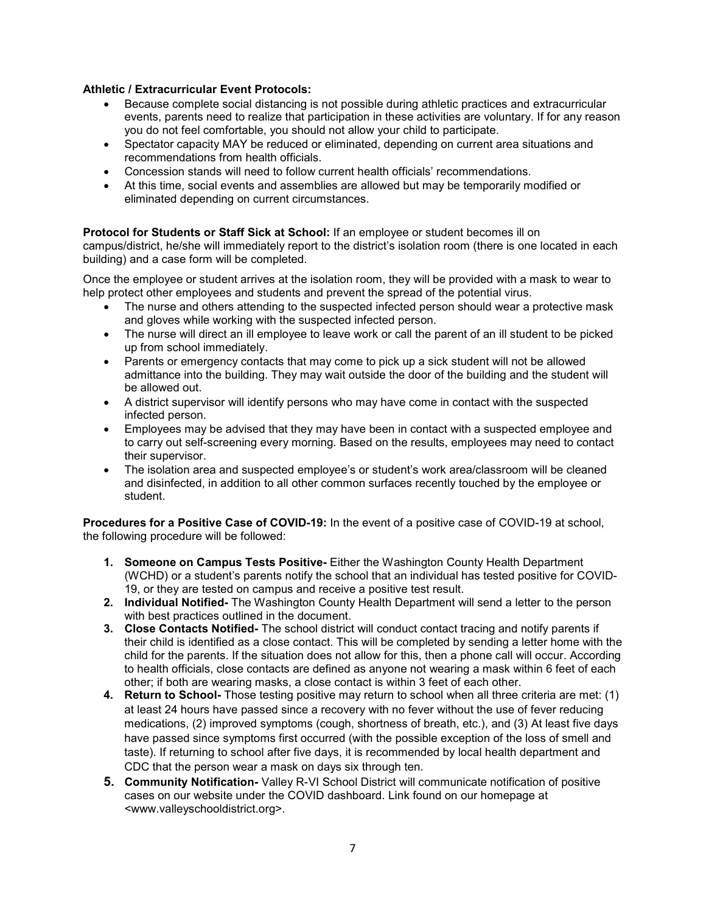**Athletic / Extracurricular Event Protocols:**

- Because complete social distancing is not possible during athletic practices and extracurricular events, parents need to realize that participation in these activities are voluntary. If for any reason you do not feel comfortable, you should not allow your child to participate.
- Spectator capacity MAY be reduced or eliminated, depending on current area situations and recommendations from health officials.
- Concession stands will need to follow current health officials' recommendations.
- At this time, social events and assemblies are allowed but may be temporarily modified or eliminated depending on current circumstances.

**Protocol for Students or Staff Sick at School:** If an employee or student becomes ill on campus/district, he/she will immediately report to the district's isolation room (there is one located in each building) and a case form will be completed.

Once the employee or student arrives at the isolation room, they will be provided with a mask to wear to help protect other employees and students and prevent the spread of the potential virus.

- The nurse and others attending to the suspected infected person should wear a protective mask and gloves while working with the suspected infected person.
- The nurse will direct an ill employee to leave work or call the parent of an ill student to be picked up from school immediately.
- Parents or emergency contacts that may come to pick up a sick student will not be allowed admittance into the building. They may wait outside the door of the building and the student will be allowed out.
- A district supervisor will identify persons who may have come in contact with the suspected infected person.
- Employees may be advised that they may have been in contact with a suspected employee and to carry out self-screening every morning. Based on the results, employees may need to contact their supervisor.
- The isolation area and suspected employee's or student's work area/classroom will be cleaned and disinfected, in addition to all other common surfaces recently touched by the employee or student.

**Procedures for a Positive Case of COVID-19:** In the event of a positive case of COVID-19 at school, the following procedure will be followed:

1. **Someone on Campus Tests Positive-** Either the Washington County Health Department (WCHD) or a student's parents notify the school that an individual has tested positive for COVID-19, or they are tested on campus and receive a positive test result.
2. **Individual Notified-** The Washington County Health Department will send a letter to the person with best practices outlined in the document.
3. **Close Contacts Notified-** The school district will conduct contact tracing and notify parents if their child is identified as a close contact. This will be completed by sending a letter home with the child for the parents. If the situation does not allow for this, then a phone call will occur. According to health officials, close contacts are defined as anyone not wearing a mask within 6 feet of each other; if both are wearing masks, a close contact is within 3 feet of each other.
4. **Return to School-** Those testing positive may return to school when all three criteria are met: (1) at least 24 hours have passed since a recovery with no fever without the use of fever reducing medications, (2) improved symptoms (cough, shortness of breath, etc.), and (3) At least five days have passed since symptoms first occurred (with the possible exception of the loss of smell and taste). If returning to school after five days, it is recommended by local health department and CDC that the person wear a mask on days six through ten.
5. **Community Notification-** Valley R-VI School District will communicate notification of positive cases on our website under the COVID dashboard. Link found on our homepage at <www.valleyschooldistrict.org>.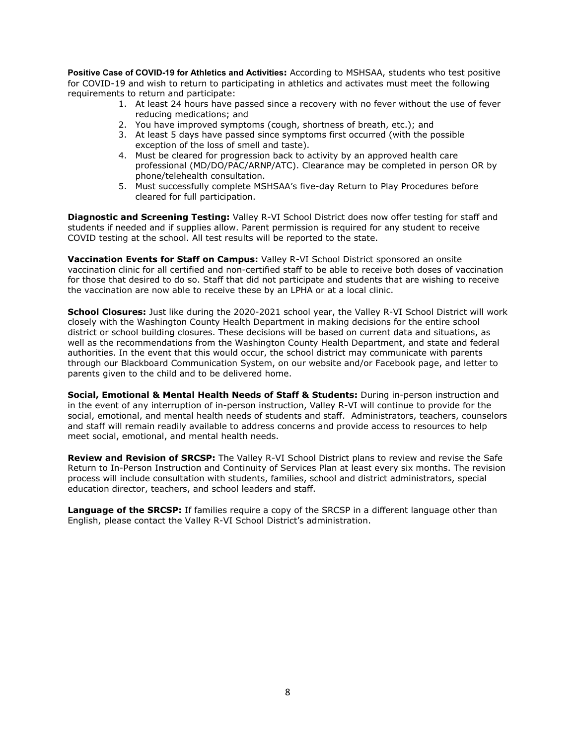**Positive Case of COVID-19 for Athletics and Activities:** According to MSHSAA, students who test positive for COVID-19 and wish to return to participating in athletics and activates must meet the following requirements to return and participate:

1. At least 24 hours have passed since a recovery with no fever without the use of fever reducing medications; and
2. You have improved symptoms (cough, shortness of breath, etc.); and
3. At least 5 days have passed since symptoms first occurred (with the possible exception of the loss of smell and taste).
4. Must be cleared for progression back to activity by an approved health care professional (MD/DO/PAC/ARNP/ATC). Clearance may be completed in person OR by phone/telehealth consultation.
5. Must successfully complete MSHSAA's five-day Return to Play Procedures before cleared for full participation.

**Diagnostic and Screening Testing:** Valley R-VI School District does now offer testing for staff and students if needed and if supplies allow. Parent permission is required for any student to receive COVID testing at the school. All test results will be reported to the state.

**Vaccination Events for Staff on Campus:** Valley R-VI School District sponsored an onsite vaccination clinic for all certified and non-certified staff to be able to receive both doses of vaccination for those that desired to do so. Staff that did not participate and students that are wishing to receive the vaccination are now able to receive these by an LPHA or at a local clinic.

**School Closures:** Just like during the 2020-2021 school year, the Valley R-VI School District will work closely with the Washington County Health Department in making decisions for the entire school district or school building closures. These decisions will be based on current data and situations, as well as the recommendations from the Washington County Health Department, and state and federal authorities. In the event that this would occur, the school district may communicate with parents through our Blackboard Communication System, on our website and/or Facebook page, and letter to parents given to the child and to be delivered home.

**Social, Emotional & Mental Health Needs of Staff & Students:** During in-person instruction and in the event of any interruption of in-person instruction, Valley R-VI will continue to provide for the social, emotional, and mental health needs of students and staff. Administrators, teachers, counselors and staff will remain readily available to address concerns and provide access to resources to help meet social, emotional, and mental health needs.

**Review and Revision of SRCSP:** The Valley R-VI School District plans to review and revise the Safe Return to In-Person Instruction and Continuity of Services Plan at least every six months. The revision process will include consultation with students, families, school and district administrators, special education director, teachers, and school leaders and staff.

**Language of the SRCSP:** If families require a copy of the SRCSP in a different language other than English, please contact the Valley R-VI School District's administration.